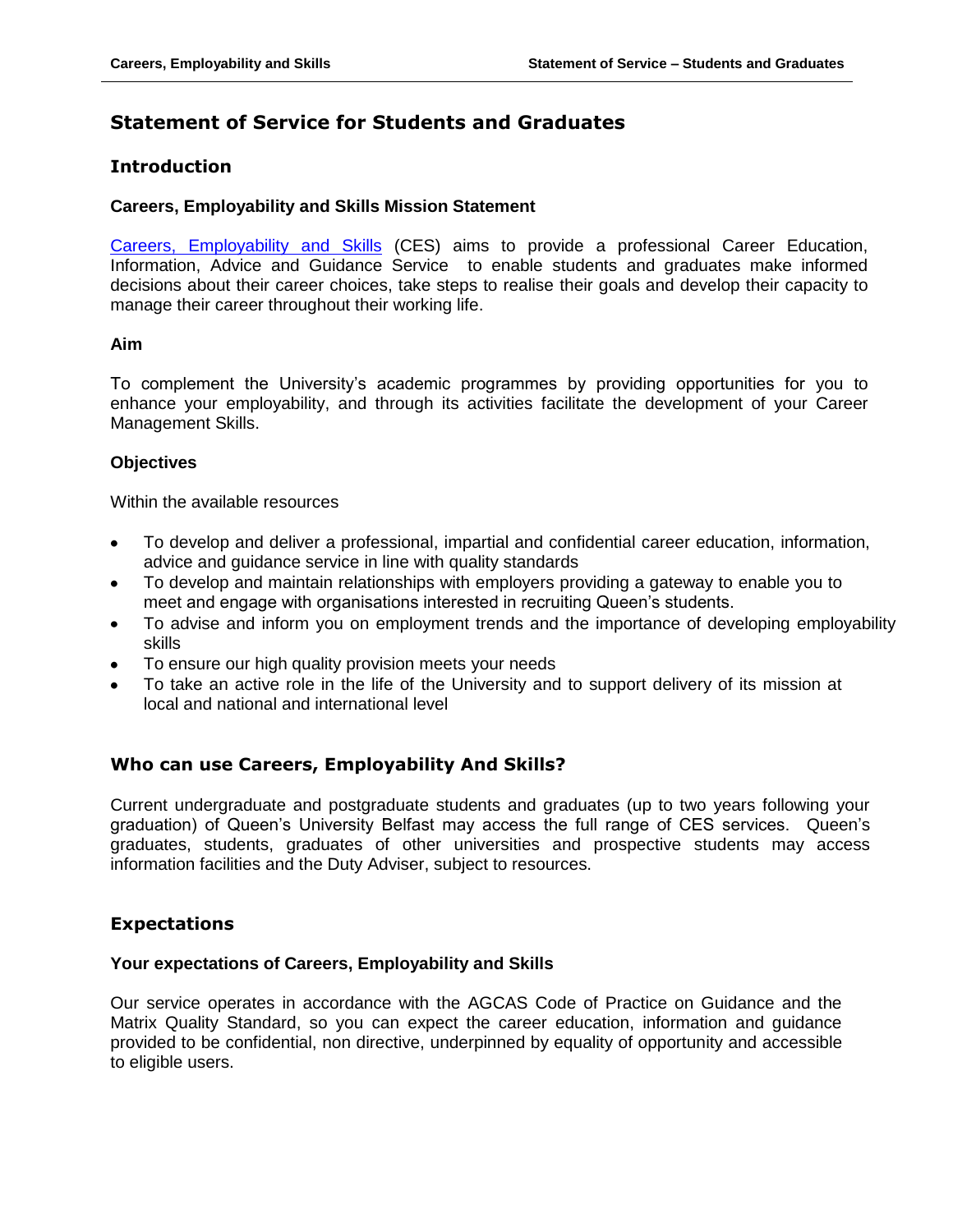# Statement of Service for Students and Graduates

## Introduction

### Careers, Employability and Skills Mission Statement

Careers, Employability and Skills (CES) aims to provide a professional Career Education, Information, Advice and Guidance Service to enable students and graduates make informed decisions about their career choices, take steps to realise their goals and develop their capacity to manage their career throughout their working life.

### Aim

To complement the University's academic programmes by providing opportunities for you to enhance your employability, and through its activities facilitate the development of your Career Management Skills.

### Objectives

Within the available resources

- To develop and deliver a professional, impartial and confidential career education, information, advice and guidance service in line with quality standards
- To develop and maintain relationships with employers providing a gateway to enable you to meet and engage with organisations interested in recruiting Queen's students.
- To advise and inform you on employment trends and the importance of developing employability skills
- To ensure our high quality provision meets your needs
- To take an active role in the life of the University and to support delivery of its mission at local and national and international level

## Who can use Careers, Employability And Skills?

Current undergraduate and postgraduate students and graduates (up to two years following your graduation) of Queen's University Belfast may access the full range of CES services. Queen's graduates, students, graduates of other universities and prospective students may access information facilities and the Duty Adviser, subject to resources.

## Expectations

### Your expectations of Careers, Employability and Skills

Our service operates in accordance with the AGCAS Code of Practice on Guidance and the Matrix Quality Standard, so you can expect the career education, information and guidance provided to be confidential, non directive, underpinned by equality of opportunity and accessible to eligible users.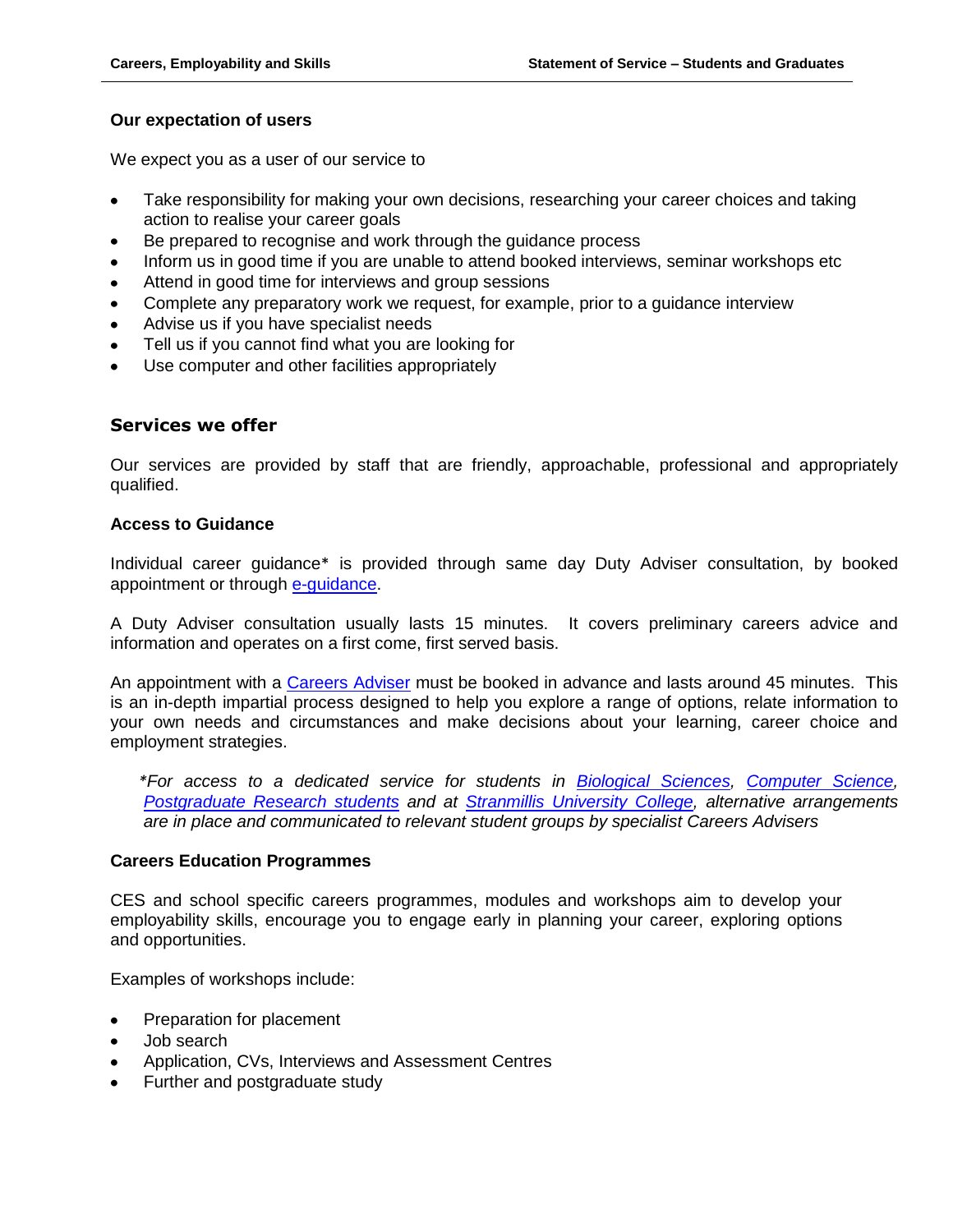### Our expectation of users

We expect you as a user of our service to

- Take responsibility for making your own decisions, researching your career choices and taking action to realise your career goals
- Be prepared to recognise and work through the guidance process
- Inform us in good time if you are unable to attend booked interviews, seminar workshops etc
- Attend in good time for interviews and group sessions
- Complete any preparatory work we request, for example, prior to a guidance interview
- Advise us if you have specialist needs
- Tell us if you cannot find what you are looking for
- Use computer and other facilities appropriately

## Services we offer

Our services are provided by staff that are friendly, approachable, professional and appropriately qualified.

### Access to Guidance

Individual career guidance* is provided through same day Duty Adviser consultation, by booked appointment or through e-guidance.

A Duty Adviser consultation usually lasts 15 minutes. It covers preliminary careers advice and information and operates on a first come, first served basis.

An appointment with a Careers Adviser must be booked in advance and lasts around 45 minutes. This is an in-depth impartial process designed to help you explore a range of options, relate information to your own needs and circumstances and make decisions about your learning, career choice and employment strategies.

> *\*For access to a dedicated service for students in Biological Sciences, Computer Science, Postgraduate Research students and at Stranmillis University College, alternative arrangements are in place and communicated to relevant student groups by specialist Careers Advisers*

### Careers Education Programmes

CES and school specific careers programmes, modules and workshops aim to develop your employability skills, encourage you to engage early in planning your career, exploring options and opportunities.

Examples of workshops include:

- Preparation for placement
- Job search
- Application, CVs, Interviews and Assessment Centres
- Further and postgraduate study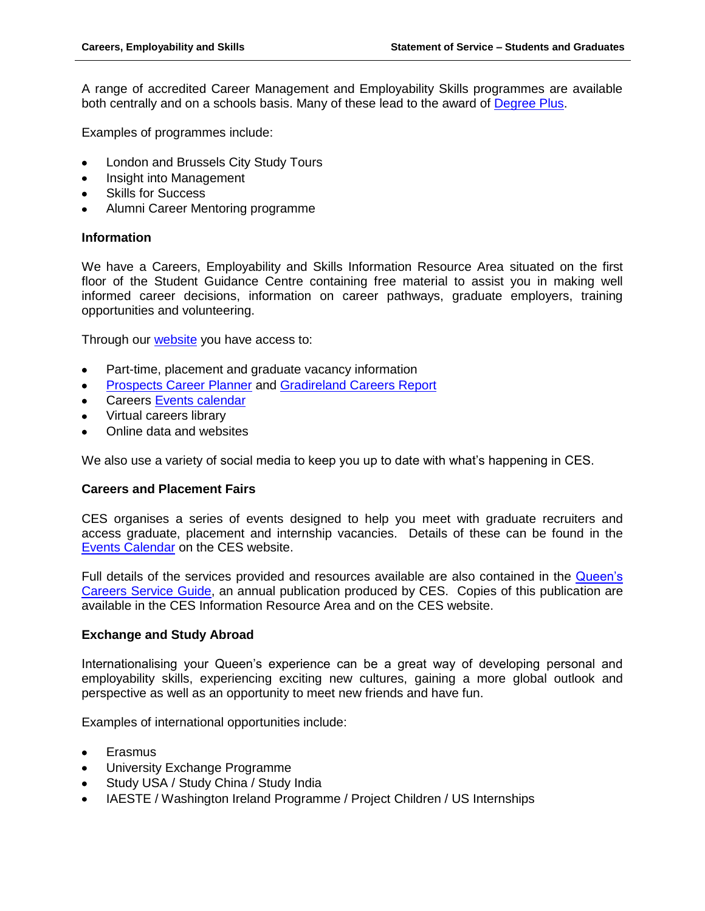A range of accredited Career Management and Employability Skills programmes are available both centrally and on a schools basis. Many of these lead to the award of Degree Plus.

Examples of programmes include:

- London and Brussels City Study Tours
- Insight into Management
- Skills for Success
- Alumni Career Mentoring programme

**Information**

We have a Careers, Employability and Skills Information Resource Area situated on the first floor of the Student Guidance Centre containing free material to assist you in making well informed career decisions, information on career pathways, graduate employers, training opportunities and volunteering.

Through our website you have access to:

- Part-time, placement and graduate vacancy information
- Prospects Career Planner and Gradireland Careers Report
- Careers Events calendar
- Virtual careers library
- Online data and websites

We also use a variety of social media to keep you up to date with what's happening in CES.

**Careers and Placement Fairs**

CES organises a series of events designed to help you meet with graduate recruiters and access graduate, placement and internship vacancies. Details of these can be found in the Events Calendar on the CES website.

Full details of the services provided and resources available are also contained in the Queen's Careers Service Guide, an annual publication produced by CES. Copies of this publication are available in the CES Information Resource Area and on the CES website.

**Exchange and Study Abroad**

Internationalising your Queen's experience can be a great way of developing personal and employability skills, experiencing exciting new cultures, gaining a more global outlook and perspective as well as an opportunity to meet new friends and have fun.

Examples of international opportunities include:

- Erasmus
- University Exchange Programme
- Study USA / Study China / Study India
- IAESTE / Washington Ireland Programme / Project Children / US Internships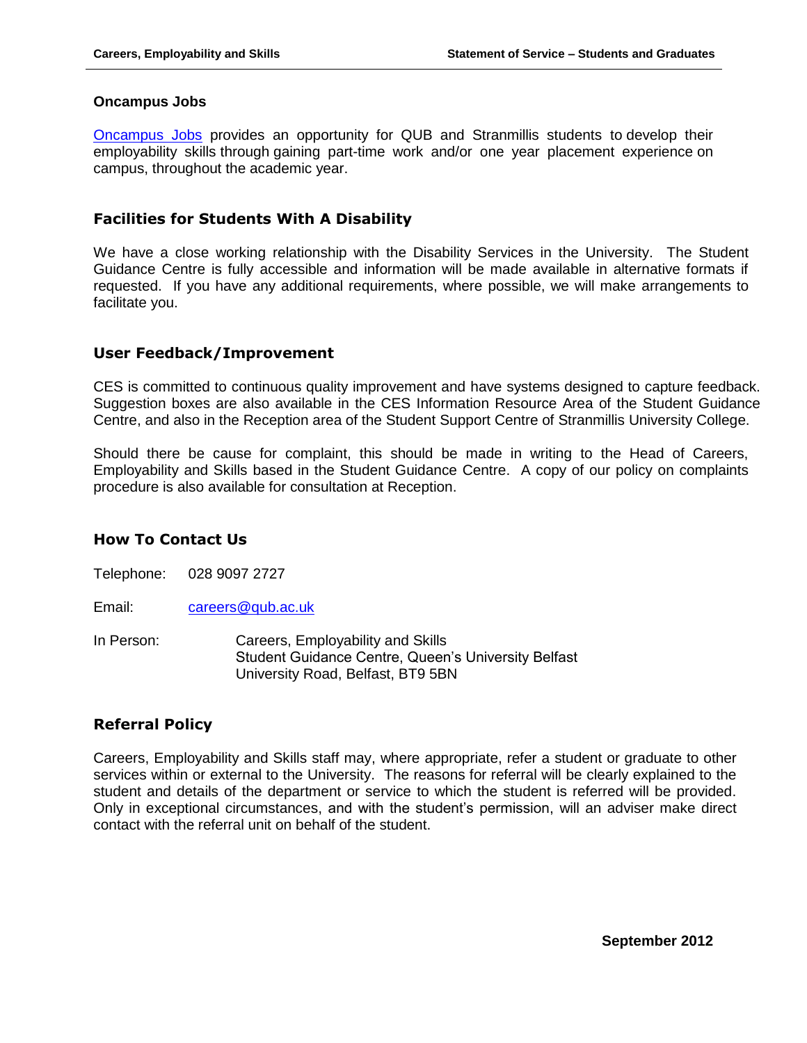### Oncampus Jobs

Oncampus Jobs provides an opportunity for QUB and Stranmillis students to develop their employability skills through gaining part-time work and/or one year placement experience on campus, throughout the academic year.

## Facilities for Students With A Disability

We have a close working relationship with the Disability Services in the University. The Student Guidance Centre is fully accessible and information will be made available in alternative formats if requested. If you have any additional requirements, where possible, we will make arrangements to facilitate you.

## User Feedback/Improvement

CES is committed to continuous quality improvement and have systems designed to capture feedback. Suggestion boxes are also available in the CES Information Resource Area of the Student Guidance Centre, and also in the Reception area of the Student Support Centre of Stranmillis University College.

Should there be cause for complaint, this should be made in writing to the Head of Careers, Employability and Skills based in the Student Guidance Centre. A copy of our policy on complaints procedure is also available for consultation at Reception.

## How To Contact Us

Telephone: 028 9097 2727

Email: careers@qub.ac.uk

In Person: Careers, Employability and Skills
Student Guidance Centre, Queen's University Belfast
University Road, Belfast, BT9 5BN

## Referral Policy

Careers, Employability and Skills staff may, where appropriate, refer a student or graduate to other services within or external to the University. The reasons for referral will be clearly explained to the student and details of the department or service to which the student is referred will be provided. Only in exceptional circumstances, and with the student's permission, will an adviser make direct contact with the referral unit on behalf of the student.

**September 2012**